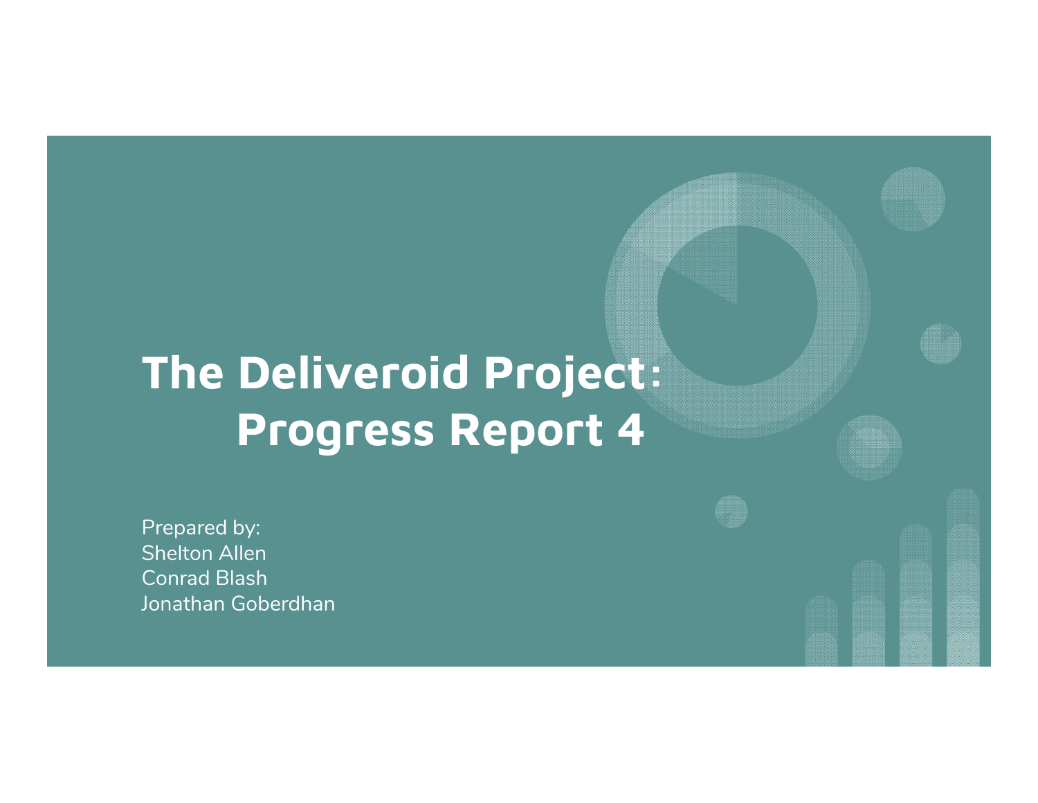# The Deliveroid Project: Progress Report 4

Prepared by:
Shelton Allen
Conrad Blash
Jonathan Goberdhan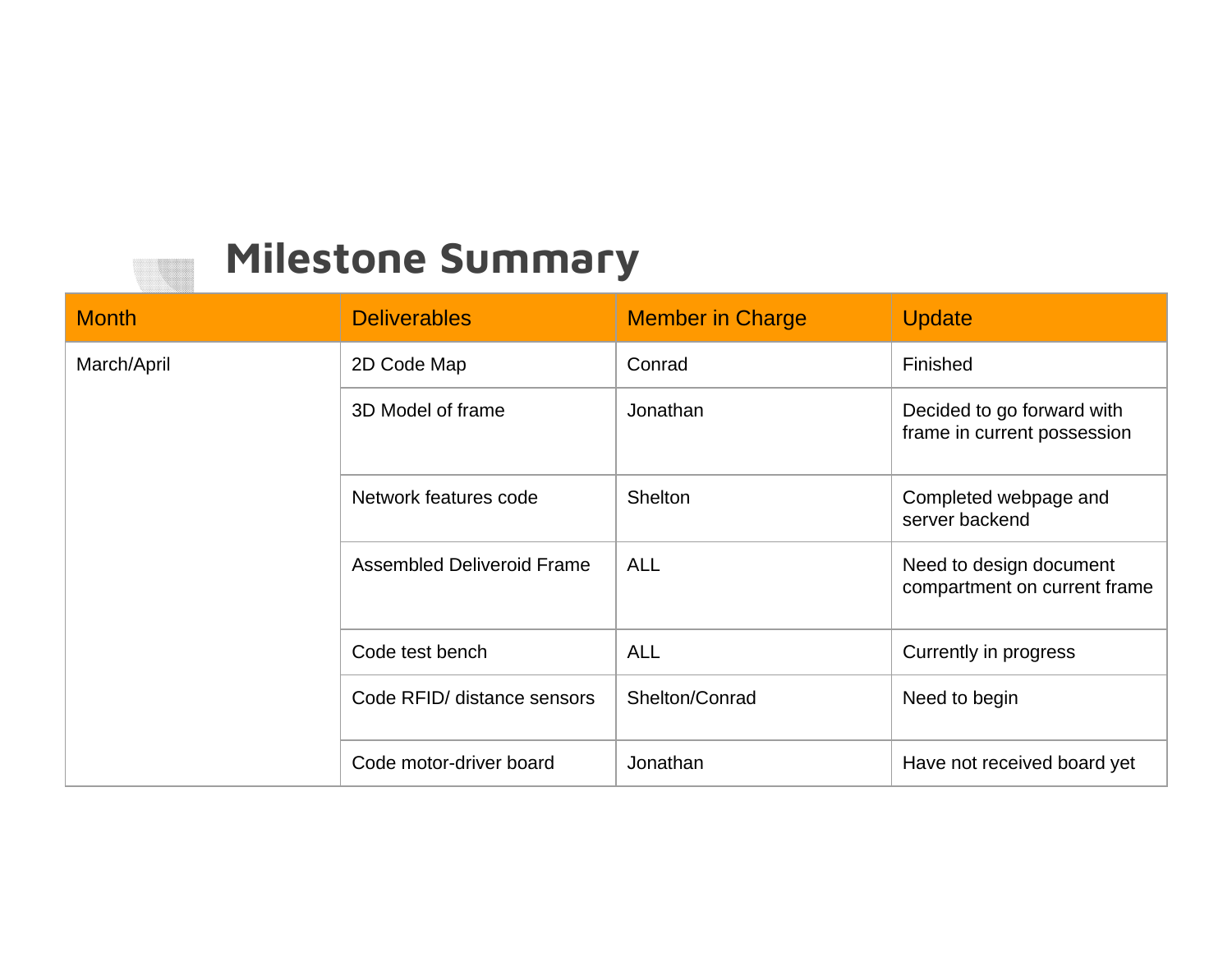# Milestone Summary

| Month | Deliverables | Member in Charge | Update |
| --- | --- | --- | --- |
| March/April | 2D Code Map | Conrad | Finished |
| | 3D Model of frame | Jonathan | Decided to go forward with frame in current possession |
| | Network features code | Shelton | Completed webpage and server backend |
| | Assembled Deliveroid Frame | ALL | Need to design document compartment on current frame |
| | Code test bench | ALL | Currently in progress |
| | Code RFID/ distance sensors | Shelton/Conrad | Need to begin |
| | Code motor-driver board | Jonathan | Have not received board yet |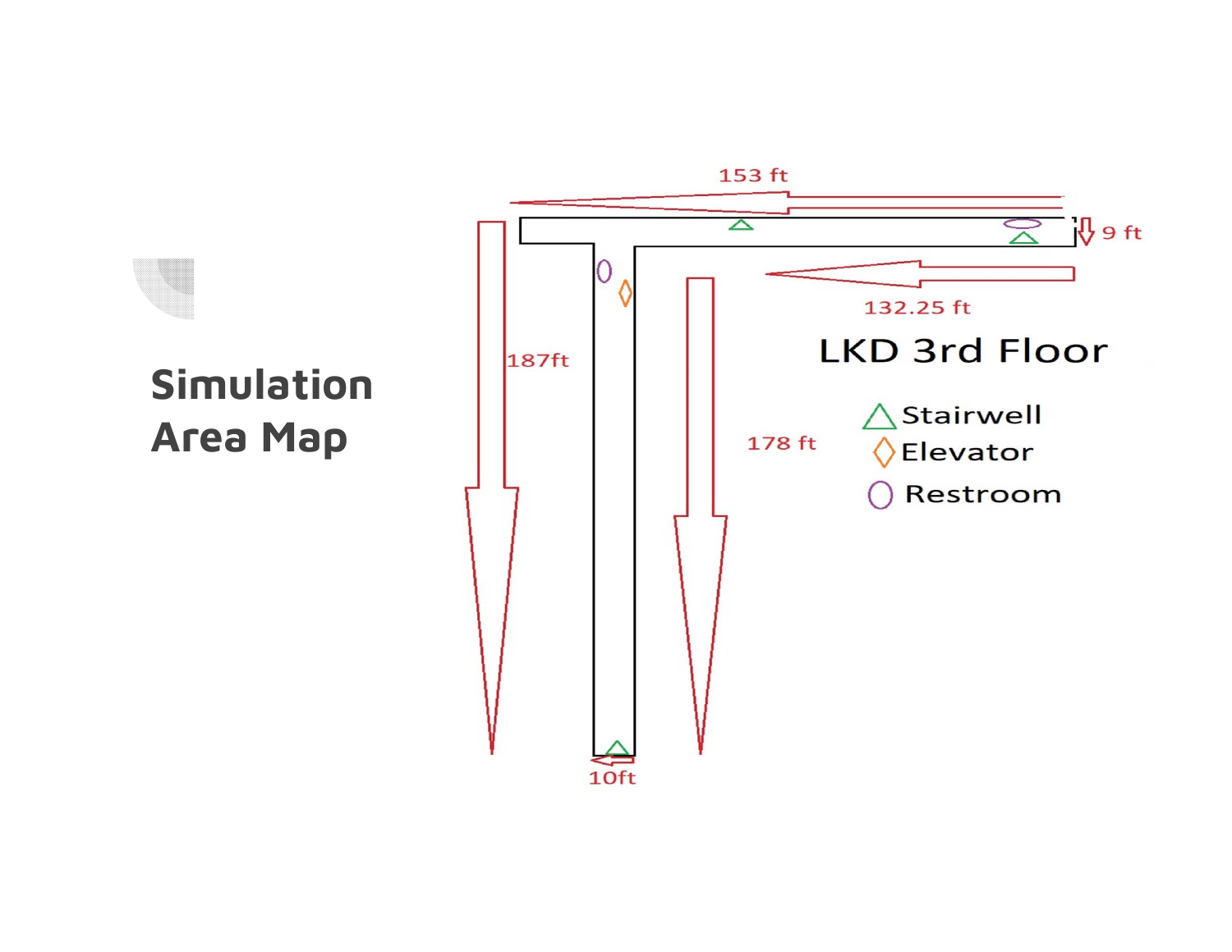# Simulation Area Map

LKD 3rd Floor

153 ft

9 ft

132.25 ft

187ft

178 ft

10ft

- △ Stairwell
- ◊ Elevator
- ○ Restroom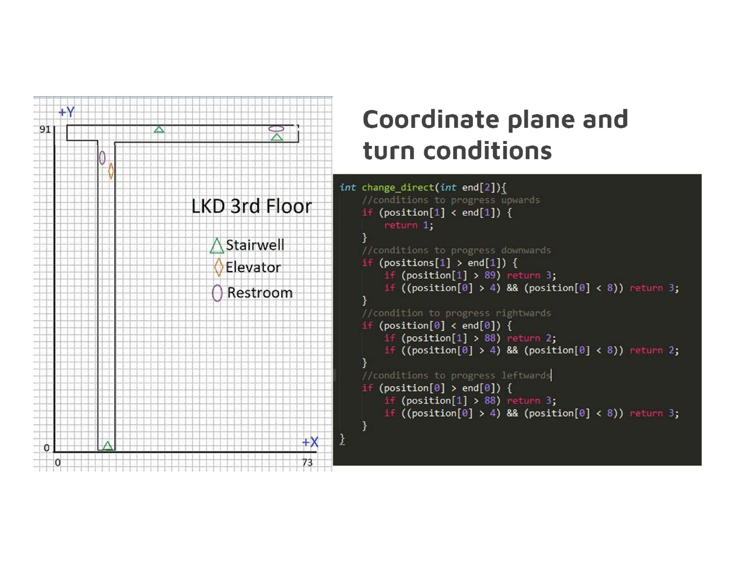# Coordinate plane and turn conditions

LKD 3rd Floor

- △ Stairwell
- ◇ Elevator
- ○ Restroom

+Y, 91, 0, +X, 0, 73

```
int change_direct(int end[2]){
    //conditions to progress upwards
    if (position[1] < end[1]) {
        return 1;
    }
    //conditions to progress downwards
    if (positions[1] > end[1]) {
        if (position[1] > 89) return 3;
        if ((position[0] > 4) && (position[0] < 8)) return 3;
    }
    //condition to progress rightwards
    if (position[0] < end[0]) {
        if (position[1] > 88) return 2;
        if ((position[0] > 4) && (position[0] < 8)) return 2;
    }
    //conditions to progress leftwards
    if (position[0] > end[0]) {
        if (position[1] > 88) return 3;
        if ((position[0] > 4) && (position[0] < 8)) return 3;
    }
}
```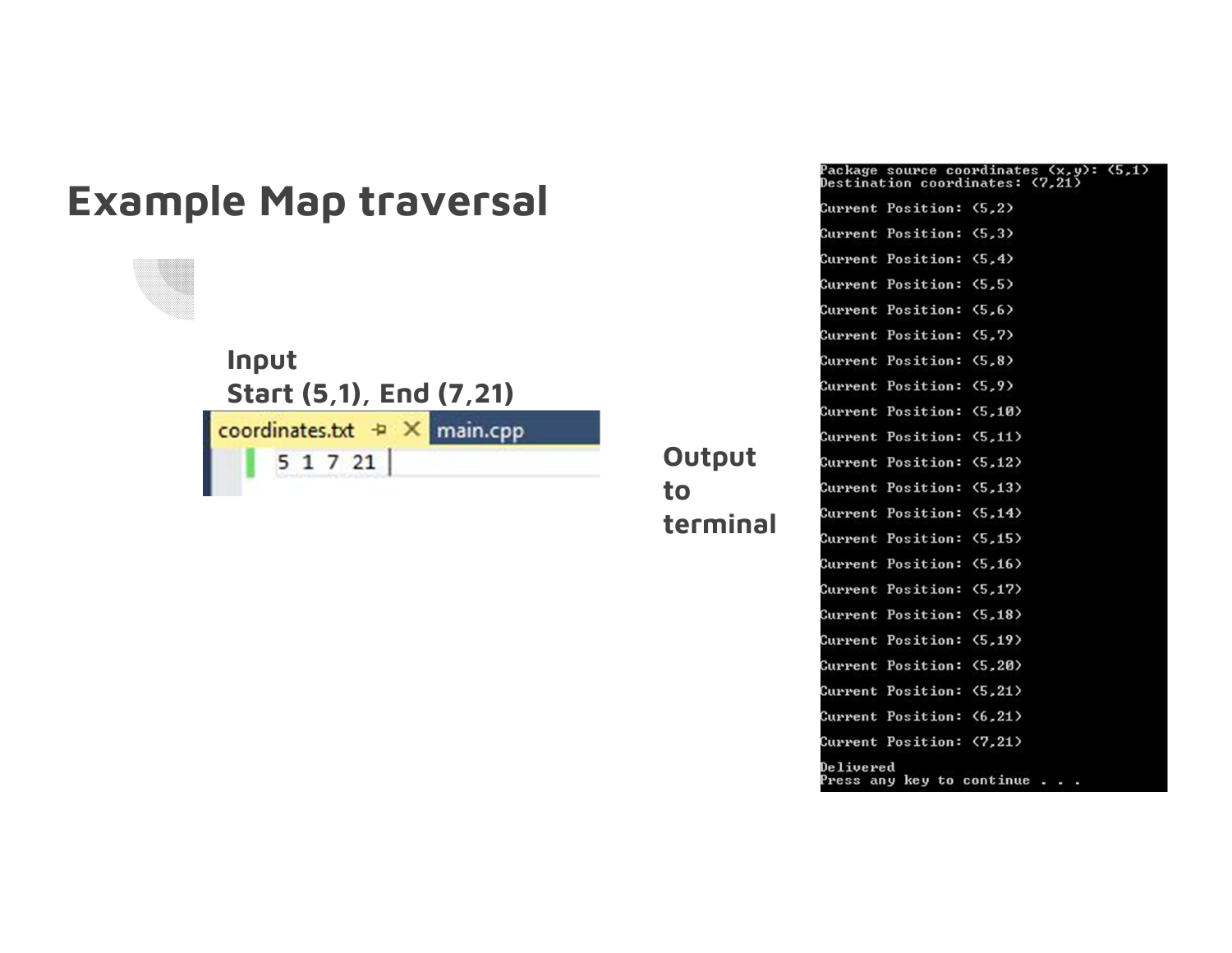# Example Map traversal

**Input**
**Start (5,1), End (7,21)**

coordinates.txt | main.cpp

```
5 1 7 21
```

**Output to terminal**

```
Package source coordinates (x,y): (5,1)
Destination coordinates: (7,21)

Current Position: (5,2)

Current Position: (5,3)

Current Position: (5,4)

Current Position: (5,5)

Current Position: (5,6)

Current Position: (5,7)

Current Position: (5,8)

Current Position: (5,9)

Current Position: (5,10)

Current Position: (5,11)

Current Position: (5,12)

Current Position: (5,13)

Current Position: (5,14)

Current Position: (5,15)

Current Position: (5,16)

Current Position: (5,17)

Current Position: (5,18)

Current Position: (5,19)

Current Position: (5,20)

Current Position: (5,21)

Current Position: (6,21)

Current Position: (7,21)

Delivered
Press any key to continue . . .
```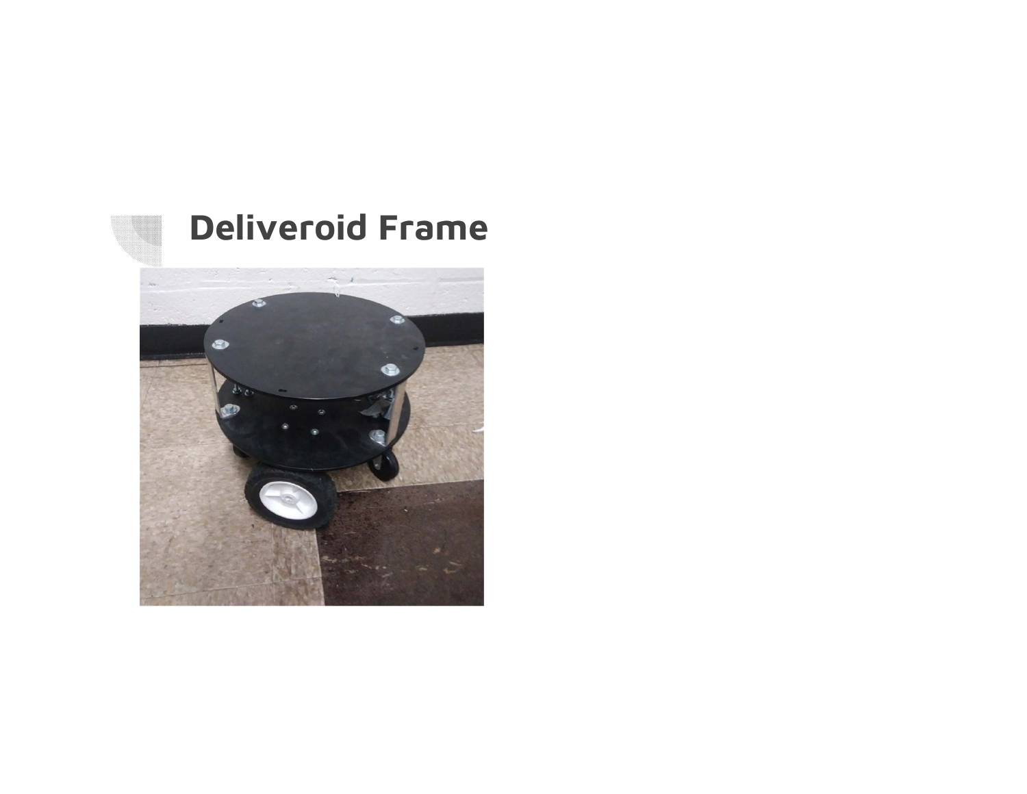# Deliveroid Frame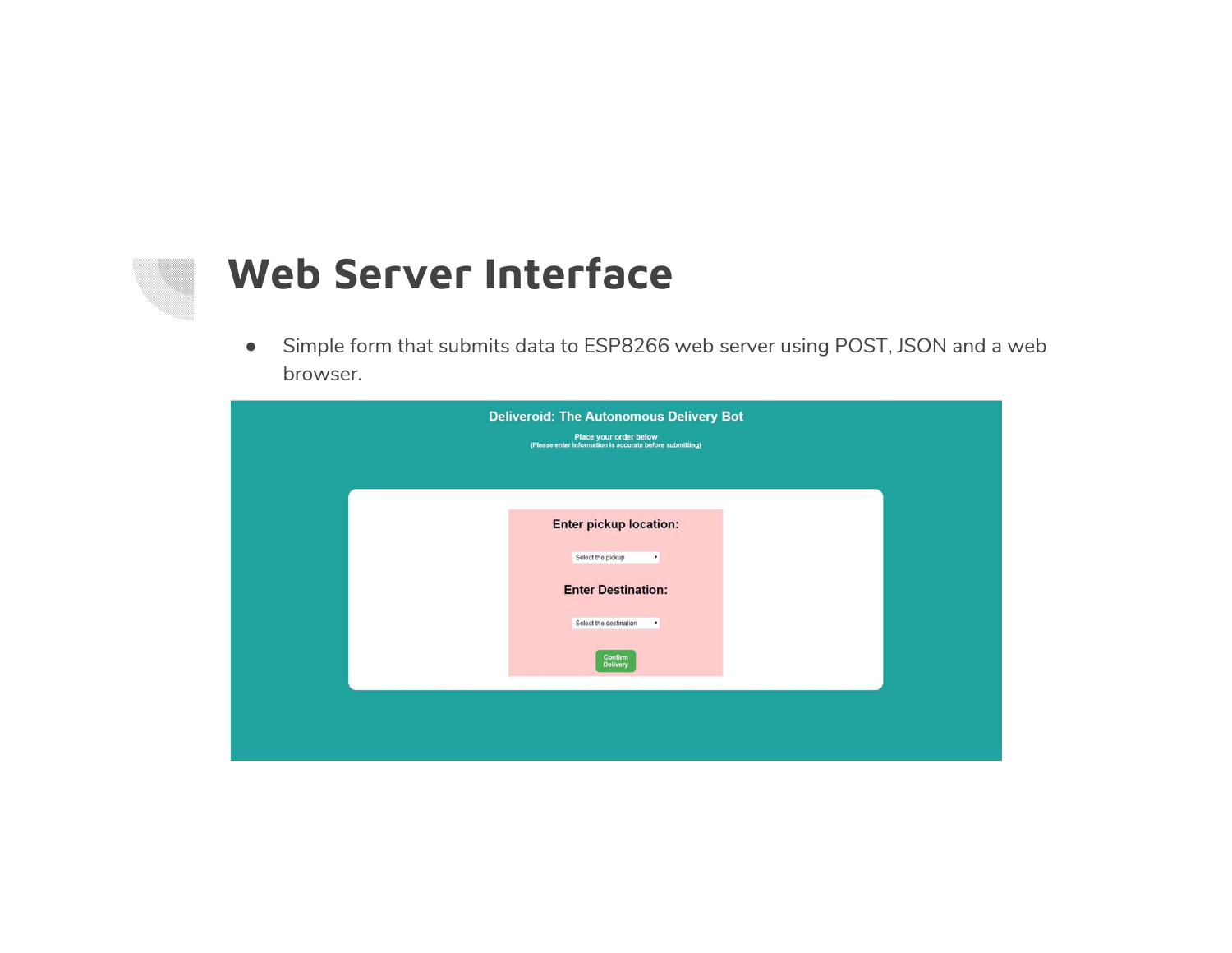# Web Server Interface

- Simple form that submits data to ESP8266 web server using POST, JSON and a web browser.

Deliveroid: The Autonomous Delivery Bot

Place your order below
(Please enter information is accurate before submitting)

Enter pickup location:

Select the pickup

Enter Destination:

Select the destination

Confirm Delivery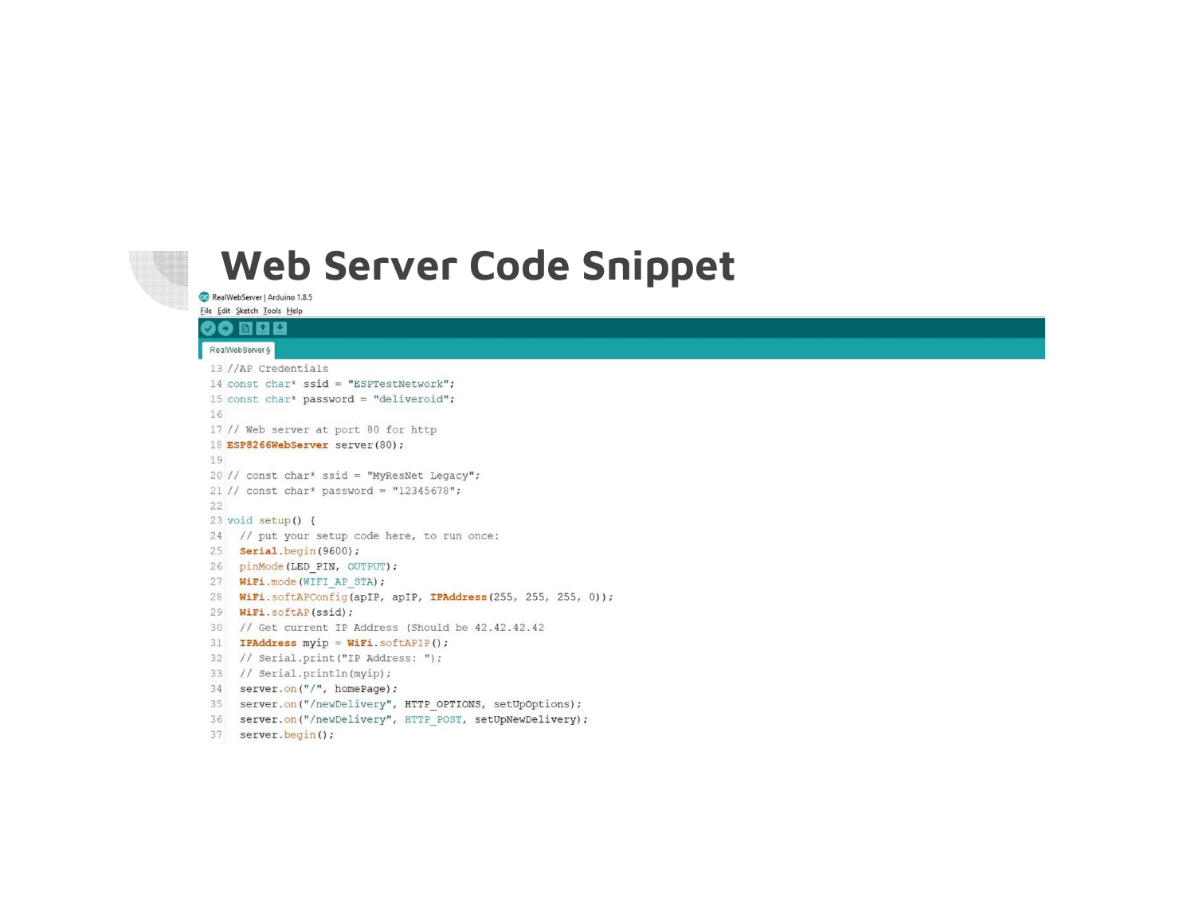# Web Server Code Snippet

RealWebServer | Arduino 1.8.5

File Edit Sketch Tools Help

RealWebServer §

```
13 //AP Credentials
14 const char* ssid = "ESPTestNetwork";
15 const char* password = "deliveroid";
16 
17 // Web server at port 80 for http
18 ESP8266WebServer server(80);
19 
20 // const char* ssid = "MyResNet Legacy";
21 // const char* password = "12345678";
22 
23 void setup() {
24   // put your setup code here, to run once:
25   Serial.begin(9600);
26   pinMode(LED_PIN, OUTPUT);
27   WiFi.mode(WIFI_AP_STA);
28   WiFi.softAPConfig(apIP, apIP, IPAddress(255, 255, 255, 0));
29   WiFi.softAP(ssid);
30   // Get current IP Address (Should be 42.42.42.42
31   IPAddress myip = WiFi.softAPIP();
32   // Serial.print("IP Address: ");
33   // Serial.println(myip);
34   server.on("/", homePage);
35   server.on("/newDelivery", HTTP_OPTIONS, setUpOptions);
36   server.on("/newDelivery", HTTP_POST, setUpNewDelivery);
37   server.begin();
```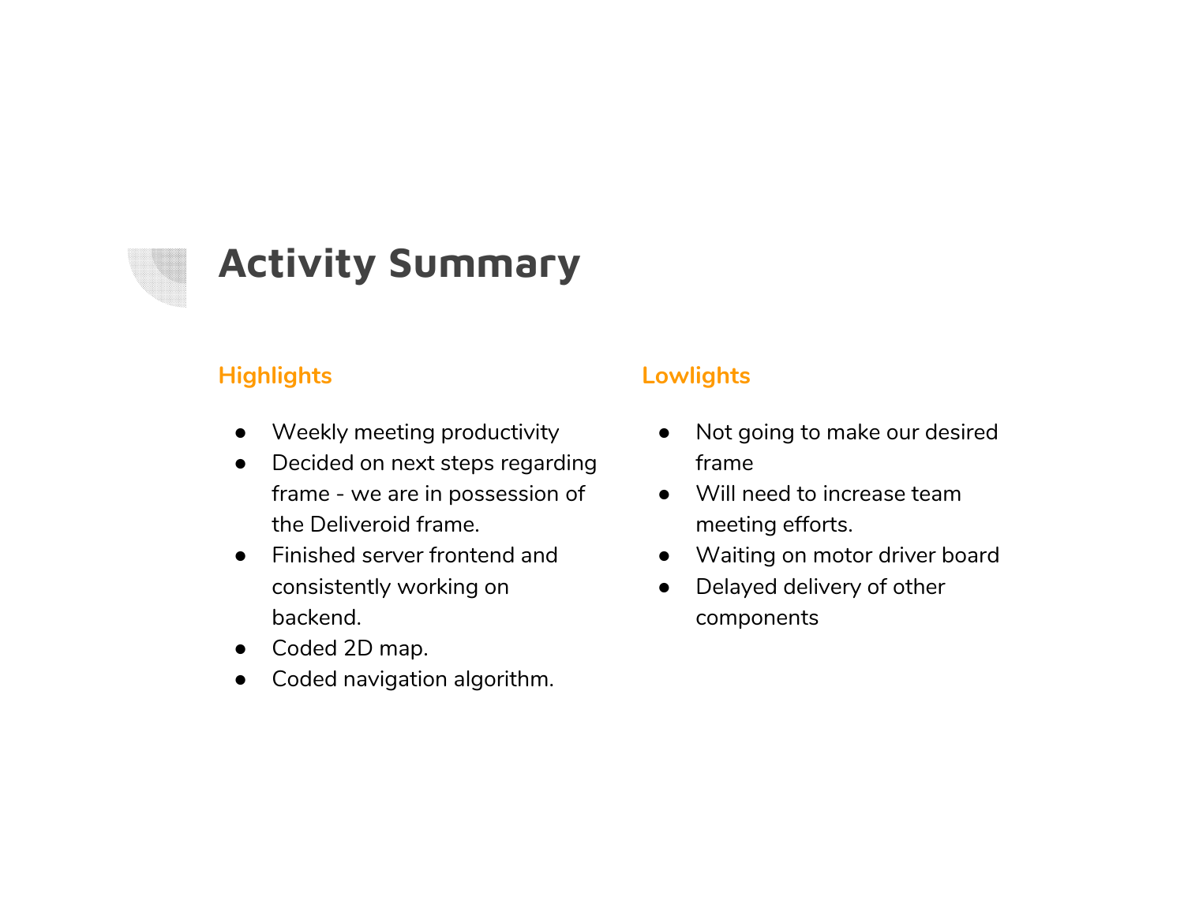# Activity Summary

## Highlights

- Weekly meeting productivity
- Decided on next steps regarding frame - we are in possession of the Deliveroid frame.
- Finished server frontend and consistently working on backend.
- Coded 2D map.
- Coded navigation algorithm.

## Lowlights

- Not going to make our desired frame
- Will need to increase team meeting efforts.
- Waiting on motor driver board
- Delayed delivery of other components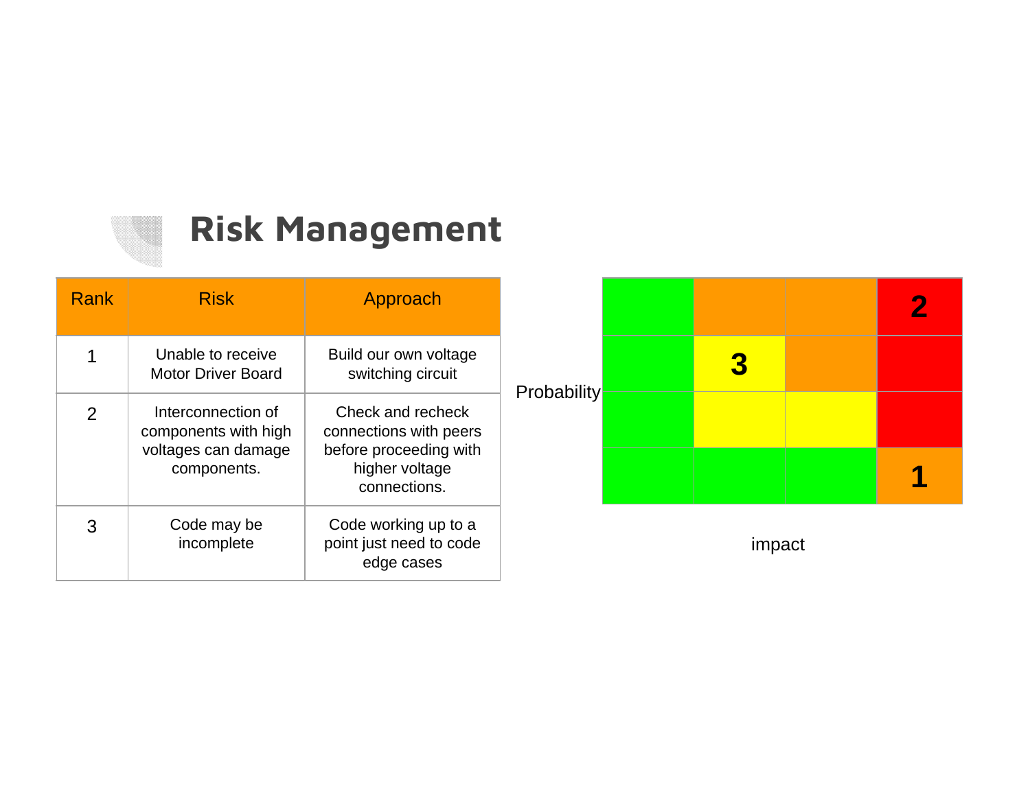# Risk Management

| Rank | Risk | Approach |
| --- | --- | --- |
| 1 | Unable to receive Motor Driver Board | Build our own voltage switching circuit |
| 2 | Interconnection of components with high voltages can damage components. | Check and recheck connections with peers before proceeding with higher voltage connections. |
| 3 | Code may be incomplete | Code working up to a point just need to code edge cases |

Probability

| | | | |
| --- | --- | --- | --- |
| | | | 2 |
| | 3 | | |
| | | | |
| | | | 1 |

impact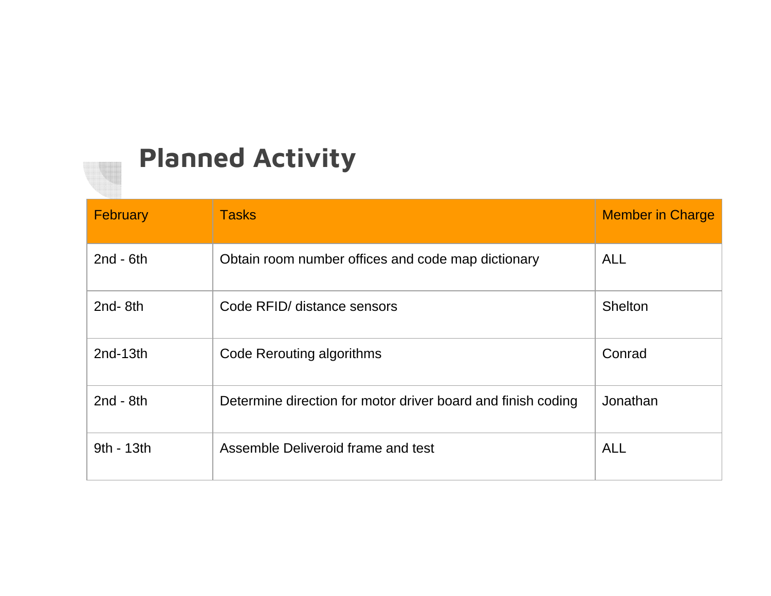# Planned Activity

| February | Tasks | Member in Charge |
| --- | --- | --- |
| 2nd - 6th | Obtain room number offices and code map dictionary | ALL |
| 2nd- 8th | Code RFID/ distance sensors | Shelton |
| 2nd-13th | Code Rerouting algorithms | Conrad |
| 2nd - 8th | Determine direction for motor driver board and finish coding | Jonathan |
| 9th - 13th | Assemble Deliveroid frame and test | ALL |